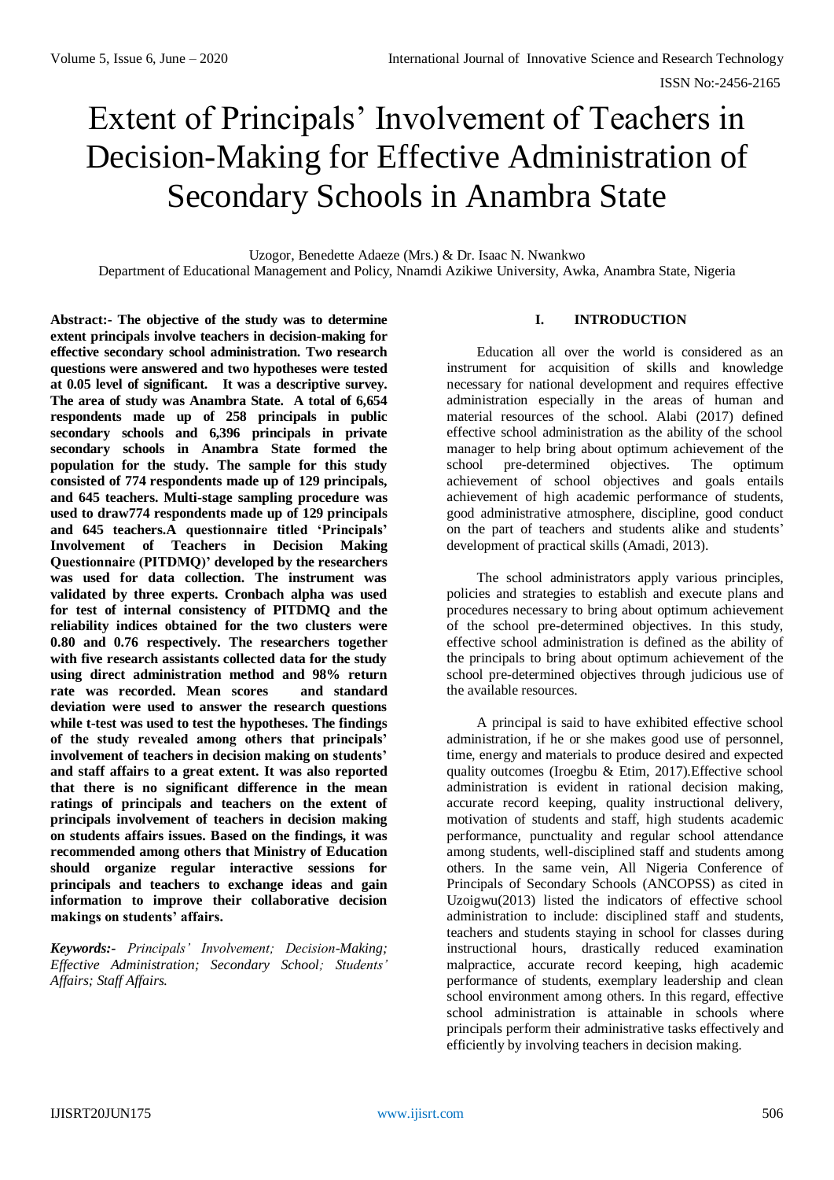# Extent of Principals' Involvement of Teachers in Decision-Making for Effective Administration of Secondary Schools in Anambra State

Uzogor, Benedette Adaeze (Mrs.) & Dr. Isaac N. Nwankwo
Department of Educational Management and Policy, Nnamdi Azikiwe University, Awka, Anambra State, Nigeria

**Abstract:- The objective of the study was to determine extent principals involve teachers in decision-making for effective secondary school administration. Two research questions were answered and two hypotheses were tested at 0.05 level of significant. It was a descriptive survey. The area of study was Anambra State. A total of 6,654 respondents made up of 258 principals in public secondary schools and 6,396 principals in private secondary schools in Anambra State formed the population for the study. The sample for this study consisted of 774 respondents made up of 129 principals, and 645 teachers. Multi-stage sampling procedure was used to draw774 respondents made up of 129 principals and 645 teachers.A questionnaire titled 'Principals' Involvement of Teachers in Decision Making Questionnaire (PITDMQ)' developed by the researchers was used for data collection. The instrument was validated by three experts. Cronbach alpha was used for test of internal consistency of PITDMQ and the reliability indices obtained for the two clusters were 0.80 and 0.76 respectively. The researchers together with five research assistants collected data for the study using direct administration method and 98% return rate was recorded. Mean scores and standard deviation were used to answer the research questions while t-test was used to test the hypotheses. The findings of the study revealed among others that principals' involvement of teachers in decision making on students' and staff affairs to a great extent. It was also reported that there is no significant difference in the mean ratings of principals and teachers on the extent of principals involvement of teachers in decision making on students affairs issues. Based on the findings, it was recommended among others that Ministry of Education should organize regular interactive sessions for principals and teachers to exchange ideas and gain information to improve their collaborative decision makings on students' affairs.**

***Keywords:-*** *Principals' Involvement; Decision-Making; Effective Administration; Secondary School; Students' Affairs; Staff Affairs.*

## I. INTRODUCTION

Education all over the world is considered as an instrument for acquisition of skills and knowledge necessary for national development and requires effective administration especially in the areas of human and material resources of the school. Alabi (2017) defined effective school administration as the ability of the school manager to help bring about optimum achievement of the school pre-determined objectives. The optimum achievement of school objectives and goals entails achievement of high academic performance of students, good administrative atmosphere, discipline, good conduct on the part of teachers and students alike and students' development of practical skills (Amadi, 2013).

The school administrators apply various principles, policies and strategies to establish and execute plans and procedures necessary to bring about optimum achievement of the school pre-determined objectives. In this study, effective school administration is defined as the ability of the principals to bring about optimum achievement of the school pre-determined objectives through judicious use of the available resources.

A principal is said to have exhibited effective school administration, if he or she makes good use of personnel, time, energy and materials to produce desired and expected quality outcomes (Iroegbu & Etim, 2017).Effective school administration is evident in rational decision making, accurate record keeping, quality instructional delivery, motivation of students and staff, high students academic performance, punctuality and regular school attendance among students, well-disciplined staff and students among others. In the same vein, All Nigeria Conference of Principals of Secondary Schools (ANCOPSS) as cited in Uzoigwu(2013) listed the indicators of effective school administration to include: disciplined staff and students, teachers and students staying in school for classes during instructional hours, drastically reduced examination malpractice, accurate record keeping, high academic performance of students, exemplary leadership and clean school environment among others. In this regard, effective school administration is attainable in schools where principals perform their administrative tasks effectively and efficiently by involving teachers in decision making.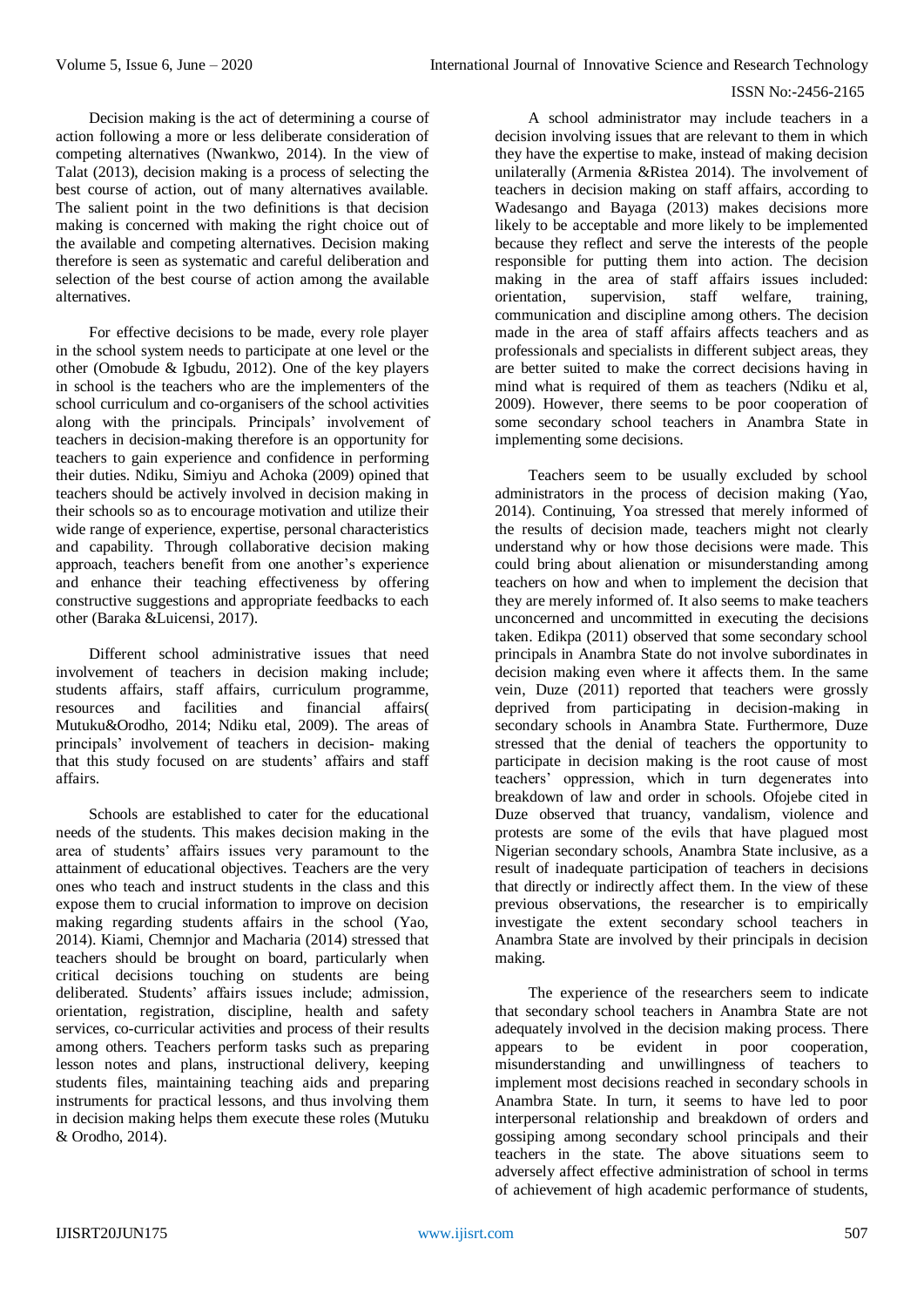Decision making is the act of determining a course of action following a more or less deliberate consideration of competing alternatives (Nwankwo, 2014). In the view of Talat (2013), decision making is a process of selecting the best course of action, out of many alternatives available. The salient point in the two definitions is that decision making is concerned with making the right choice out of the available and competing alternatives. Decision making therefore is seen as systematic and careful deliberation and selection of the best course of action among the available alternatives.

For effective decisions to be made, every role player in the school system needs to participate at one level or the other (Omobude & Igbudu, 2012). One of the key players in school is the teachers who are the implementers of the school curriculum and co-organisers of the school activities along with the principals. Principals' involvement of teachers in decision-making therefore is an opportunity for teachers to gain experience and confidence in performing their duties. Ndiku, Simiyu and Achoka (2009) opined that teachers should be actively involved in decision making in their schools so as to encourage motivation and utilize their wide range of experience, expertise, personal characteristics and capability. Through collaborative decision making approach, teachers benefit from one another's experience and enhance their teaching effectiveness by offering constructive suggestions and appropriate feedbacks to each other (Baraka &Luicensi, 2017).

Different school administrative issues that need involvement of teachers in decision making include; students affairs, staff affairs, curriculum programme, resources and facilities and financial affairs( Mutuku&Orodho, 2014; Ndiku etal, 2009). The areas of principals' involvement of teachers in decision- making that this study focused on are students' affairs and staff affairs.

Schools are established to cater for the educational needs of the students. This makes decision making in the area of students' affairs issues very paramount to the attainment of educational objectives. Teachers are the very ones who teach and instruct students in the class and this expose them to crucial information to improve on decision making regarding students affairs in the school (Yao, 2014). Kiami, Chemnjor and Macharia (2014) stressed that teachers should be brought on board, particularly when critical decisions touching on students are being deliberated. Students' affairs issues include; admission, orientation, registration, discipline, health and safety services, co-curricular activities and process of their results among others. Teachers perform tasks such as preparing lesson notes and plans, instructional delivery, keeping students files, maintaining teaching aids and preparing instruments for practical lessons, and thus involving them in decision making helps them execute these roles (Mutuku & Orodho, 2014).

A school administrator may include teachers in a decision involving issues that are relevant to them in which they have the expertise to make, instead of making decision unilaterally (Armenia &Ristea 2014). The involvement of teachers in decision making on staff affairs, according to Wadesango and Bayaga (2013) makes decisions more likely to be acceptable and more likely to be implemented because they reflect and serve the interests of the people responsible for putting them into action. The decision making in the area of staff affairs issues included: orientation, supervision, staff welfare, training, communication and discipline among others. The decision made in the area of staff affairs affects teachers and as professionals and specialists in different subject areas, they are better suited to make the correct decisions having in mind what is required of them as teachers (Ndiku et al, 2009). However, there seems to be poor cooperation of some secondary school teachers in Anambra State in implementing some decisions.

Teachers seem to be usually excluded by school administrators in the process of decision making (Yao, 2014). Continuing, Yoa stressed that merely informed of the results of decision made, teachers might not clearly understand why or how those decisions were made. This could bring about alienation or misunderstanding among teachers on how and when to implement the decision that they are merely informed of. It also seems to make teachers unconcerned and uncommitted in executing the decisions taken. Edikpa (2011) observed that some secondary school principals in Anambra State do not involve subordinates in decision making even where it affects them. In the same vein, Duze (2011) reported that teachers were grossly deprived from participating in decision-making in secondary schools in Anambra State. Furthermore, Duze stressed that the denial of teachers the opportunity to participate in decision making is the root cause of most teachers' oppression, which in turn degenerates into breakdown of law and order in schools. Ofojebe cited in Duze observed that truancy, vandalism, violence and protests are some of the evils that have plagued most Nigerian secondary schools, Anambra State inclusive, as a result of inadequate participation of teachers in decisions that directly or indirectly affect them. In the view of these previous observations, the researcher is to empirically investigate the extent secondary school teachers in Anambra State are involved by their principals in decision making.

The experience of the researchers seem to indicate that secondary school teachers in Anambra State are not adequately involved in the decision making process. There appears to be evident in poor cooperation, misunderstanding and unwillingness of teachers to implement most decisions reached in secondary schools in Anambra State. In turn, it seems to have led to poor interpersonal relationship and breakdown of orders and gossiping among secondary school principals and their teachers in the state. The above situations seem to adversely affect effective administration of school in terms of achievement of high academic performance of students,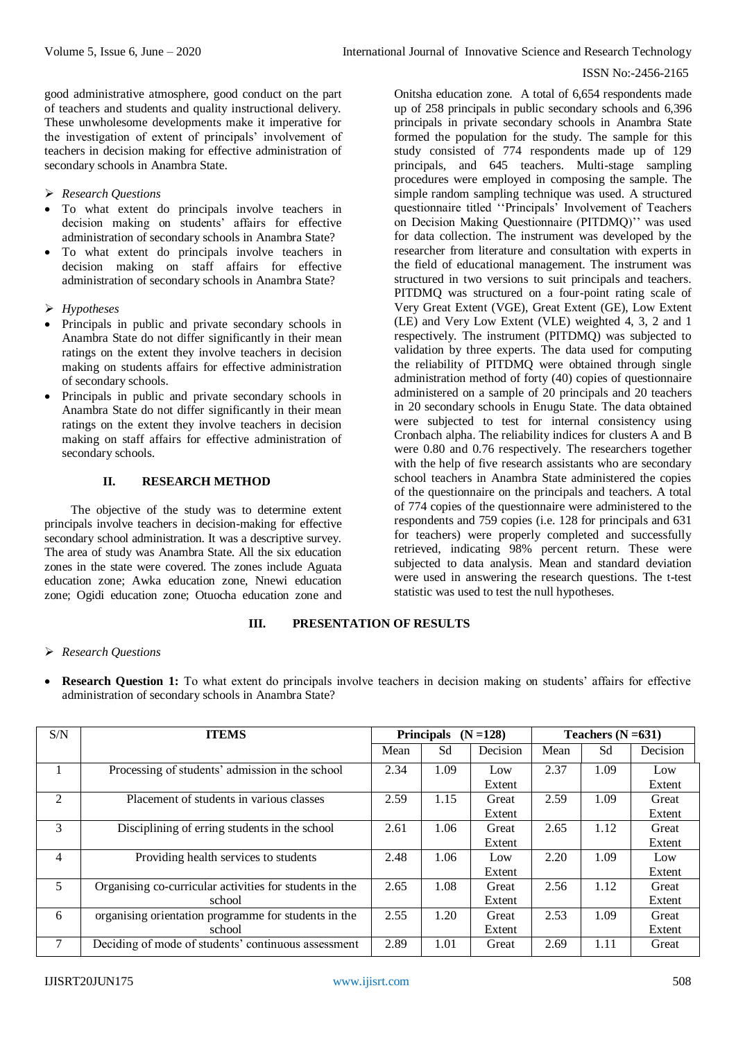good administrative atmosphere, good conduct on the part of teachers and students and quality instructional delivery. These unwholesome developments make it imperative for the investigation of extent of principals' involvement of teachers in decision making for effective administration of secondary schools in Anambra State.

➢ *Research Questions*

- To what extent do principals involve teachers in decision making on students' affairs for effective administration of secondary schools in Anambra State?
- To what extent do principals involve teachers in decision making on staff affairs for effective administration of secondary schools in Anambra State?

➢ *Hypotheses*

- Principals in public and private secondary schools in Anambra State do not differ significantly in their mean ratings on the extent they involve teachers in decision making on students affairs for effective administration of secondary schools.
- Principals in public and private secondary schools in Anambra State do not differ significantly in their mean ratings on the extent they involve teachers in decision making on staff affairs for effective administration of secondary schools.

## II. RESEARCH METHOD

The objective of the study was to determine extent principals involve teachers in decision-making for effective secondary school administration. It was a descriptive survey. The area of study was Anambra State. All the six education zones in the state were covered. The zones include Aguata education zone; Awka education zone, Nnewi education zone; Ogidi education zone; Otuocha education zone and Onitsha education zone. A total of 6,654 respondents made up of 258 principals in public secondary schools and 6,396 principals in private secondary schools in Anambra State formed the population for the study. The sample for this study consisted of 774 respondents made up of 129 principals, and 645 teachers. Multi-stage sampling procedures were employed in composing the sample. The simple random sampling technique was used. A structured questionnaire titled ''Principals' Involvement of Teachers on Decision Making Questionnaire (PITDMQ)'' was used for data collection. The instrument was developed by the researcher from literature and consultation with experts in the field of educational management. The instrument was structured in two versions to suit principals and teachers. PITDMQ was structured on a four-point rating scale of Very Great Extent (VGE), Great Extent (GE), Low Extent (LE) and Very Low Extent (VLE) weighted 4, 3, 2 and 1 respectively. The instrument (PITDMQ) was subjected to validation by three experts. The data used for computing the reliability of PITDMQ were obtained through single administration method of forty (40) copies of questionnaire administered on a sample of 20 principals and 20 teachers in 20 secondary schools in Enugu State. The data obtained were subjected to test for internal consistency using Cronbach alpha. The reliability indices for clusters A and B were 0.80 and 0.76 respectively. The researchers together with the help of five research assistants who are secondary school teachers in Anambra State administered the copies of the questionnaire on the principals and teachers. A total of 774 copies of the questionnaire were administered to the respondents and 759 copies (i.e. 128 for principals and 631 for teachers) were properly completed and successfully retrieved, indicating 98% percent return. These were subjected to data analysis. Mean and standard deviation were used in answering the research questions. The t-test statistic was used to test the null hypotheses.

## III. PRESENTATION OF RESULTS

➢ *Research Questions*

- **Research Question 1:** To what extent do principals involve teachers in decision making on students' affairs for effective administration of secondary schools in Anambra State?

| S/N | ITEMS | Principals (N =128) | | | Teachers (N =631) | | |
|---|---|---|---|---|---|---|---|
| | | Mean | Sd | Decision | Mean | Sd | Decision |
| 1 | Processing of students' admission in the school | 2.34 | 1.09 | Low Extent | 2.37 | 1.09 | Low Extent |
| 2 | Placement of students in various classes | 2.59 | 1.15 | Great Extent | 2.59 | 1.09 | Great Extent |
| 3 | Disciplining of erring students in the school | 2.61 | 1.06 | Great Extent | 2.65 | 1.12 | Great Extent |
| 4 | Providing health services to students | 2.48 | 1.06 | Low Extent | 2.20 | 1.09 | Low Extent |
| 5 | Organising co-curricular activities for students in the school | 2.65 | 1.08 | Great Extent | 2.56 | 1.12 | Great Extent |
| 6 | organising orientation programme for students in the school | 2.55 | 1.20 | Great Extent | 2.53 | 1.09 | Great Extent |
| 7 | Deciding of mode of students' continuous assessment | 2.89 | 1.01 | Great | 2.69 | 1.11 | Great |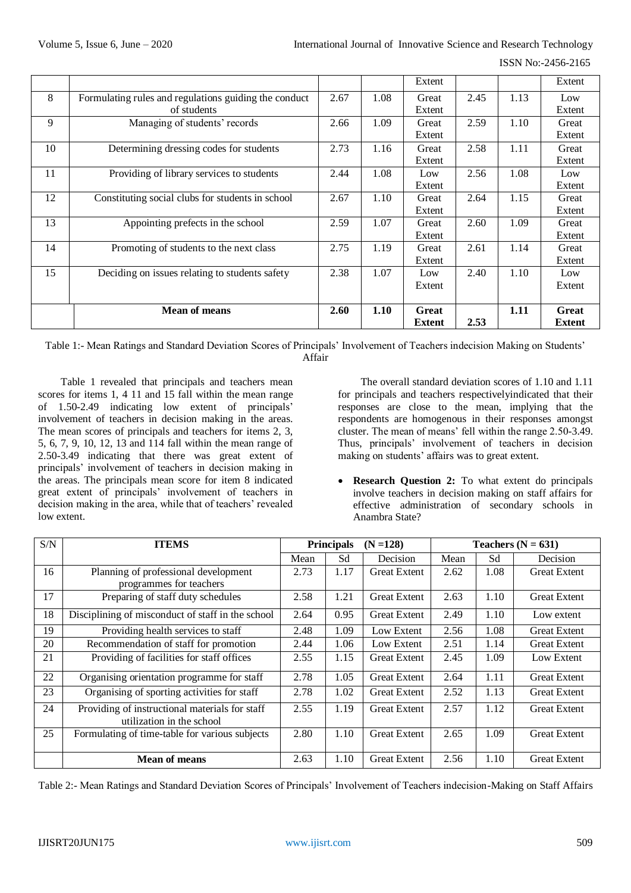| | | | | Extent | | | Extent |
|---|---|---|---|---|---|---|---|
| 8 | Formulating rules and regulations guiding the conduct of students | 2.67 | 1.08 | Great Extent | 2.45 | 1.13 | Low Extent |
| 9 | Managing of students' records | 2.66 | 1.09 | Great Extent | 2.59 | 1.10 | Great Extent |
| 10 | Determining dressing codes for students | 2.73 | 1.16 | Great Extent | 2.58 | 1.11 | Great Extent |
| 11 | Providing of library services to students | 2.44 | 1.08 | Low Extent | 2.56 | 1.08 | Low Extent |
| 12 | Constituting social clubs for students in school | 2.67 | 1.10 | Great Extent | 2.64 | 1.15 | Great Extent |
| 13 | Appointing prefects in the school | 2.59 | 1.07 | Great Extent | 2.60 | 1.09 | Great Extent |
| 14 | Promoting of students to the next class | 2.75 | 1.19 | Great Extent | 2.61 | 1.14 | Great Extent |
| 15 | Deciding on issues relating to students safety | 2.38 | 1.07 | Low Extent | 2.40 | 1.10 | Low Extent |
| | **Mean of means** | **2.60** | **1.10** | **Great Extent** | **2.53** | **1.11** | **Great Extent** |

Table 1:- Mean Ratings and Standard Deviation Scores of Principals' Involvement of Teachers indecision Making on Students' Affair

Table 1 revealed that principals and teachers mean scores for items 1, 4 11 and 15 fall within the mean range of 1.50-2.49 indicating low extent of principals' involvement of teachers in decision making in the areas. The mean scores of principals and teachers for items 2, 3, 5, 6, 7, 9, 10, 12, 13 and 114 fall within the mean range of 2.50-3.49 indicating that there was great extent of principals' involvement of teachers in decision making in the areas. The principals mean score for item 8 indicated great extent of principals' involvement of teachers in decision making in the area, while that of teachers' revealed low extent.

The overall standard deviation scores of 1.10 and 1.11 for principals and teachers respectivelyindicated that their responses are close to the mean, implying that the respondents are homogenous in their responses amongst cluster. The mean of means' fell within the range 2.50-3.49. Thus, principals' involvement of teachers in decision making on students' affairs was to great extent.

- **Research Question 2:** To what extent do principals involve teachers in decision making on staff affairs for effective administration of secondary schools in Anambra State?

| S/N | ITEMS | Principals (N =128) | | | Teachers (N = 631) | | |
|---|---|---|---|---|---|---|---|
| | | Mean | Sd | Decision | Mean | Sd | Decision |
| 16 | Planning of professional development programmes for teachers | 2.73 | 1.17 | Great Extent | 2.62 | 1.08 | Great Extent |
| 17 | Preparing of staff duty schedules | 2.58 | 1.21 | Great Extent | 2.63 | 1.10 | Great Extent |
| 18 | Disciplining of misconduct of staff in the school | 2.64 | 0.95 | Great Extent | 2.49 | 1.10 | Low extent |
| 19 | Providing health services to staff | 2.48 | 1.09 | Low Extent | 2.56 | 1.08 | Great Extent |
| 20 | Recommendation of staff for promotion | 2.44 | 1.06 | Low Extent | 2.51 | 1.14 | Great Extent |
| 21 | Providing of facilities for staff offices | 2.55 | 1.15 | Great Extent | 2.45 | 1.09 | Low Extent |
| 22 | Organising orientation programme for staff | 2.78 | 1.05 | Great Extent | 2.64 | 1.11 | Great Extent |
| 23 | Organising of sporting activities for staff | 2.78 | 1.02 | Great Extent | 2.52 | 1.13 | Great Extent |
| 24 | Providing of instructional materials for staff utilization in the school | 2.55 | 1.19 | Great Extent | 2.57 | 1.12 | Great Extent |
| 25 | Formulating of time-table for various subjects | 2.80 | 1.10 | Great Extent | 2.65 | 1.09 | Great Extent |
| | **Mean of means** | 2.63 | 1.10 | Great Extent | 2.56 | 1.10 | Great Extent |

Table 2:- Mean Ratings and Standard Deviation Scores of Principals' Involvement of Teachers indecision-Making on Staff Affairs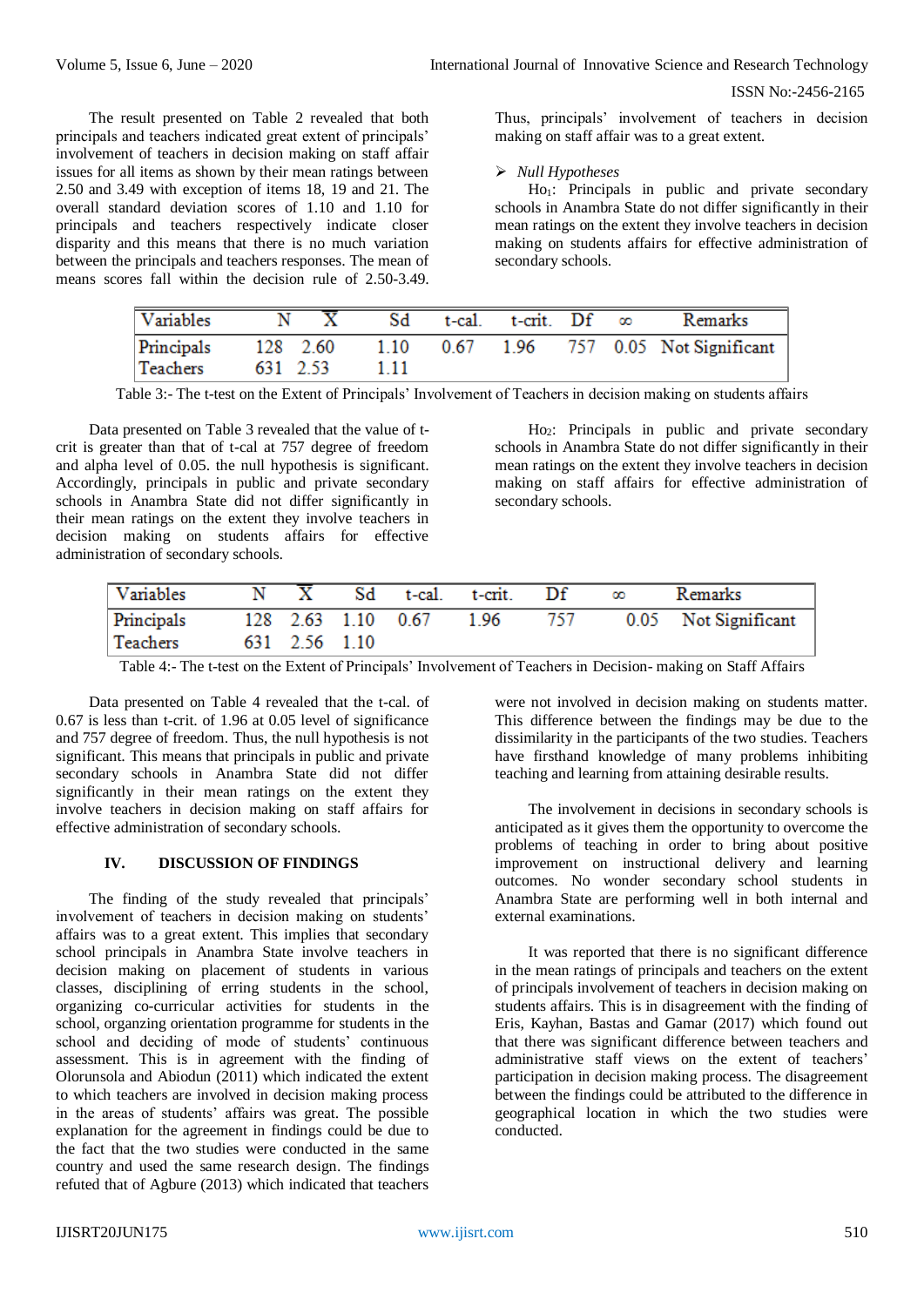The result presented on Table 2 revealed that both principals and teachers indicated great extent of principals' involvement of teachers in decision making on staff affair issues for all items as shown by their mean ratings between 2.50 and 3.49 with exception of items 18, 19 and 21. The overall standard deviation scores of 1.10 and 1.10 for principals and teachers respectively indicate closer disparity and this means that there is no much variation between the principals and teachers responses. The mean of means scores fall within the decision rule of 2.50-3.49. Thus, principals' involvement of teachers in decision making on staff affair was to a great extent.

➢ *Null Hypotheses*

$Ho_1$: Principals in public and private secondary schools in Anambra State do not differ significantly in their mean ratings on the extent they involve teachers in decision making on students affairs for effective administration of secondary schools.

| Variables | N | $\bar{X}$ | Sd | t-cal. | t-crit. | Df | ∞ | Remarks |
|---|---|---|---|---|---|---|---|---|
| Principals | 128 | 2.60 | 1.10 | 0.67 | 1.96 | 757 | 0.05 | Not Significant |
| Teachers | 631 | 2.53 | 1.11 | | | | | |

Table 3:- The t-test on the Extent of Principals' Involvement of Teachers in decision making on students affairs

Data presented on Table 3 revealed that the value of t-crit is greater than that of t-cal at 757 degree of freedom and alpha level of 0.05. the null hypothesis is significant. Accordingly, principals in public and private secondary schools in Anambra State did not differ significantly in their mean ratings on the extent they involve teachers in decision making on students affairs for effective administration of secondary schools.

$Ho_2$: Principals in public and private secondary schools in Anambra State do not differ significantly in their mean ratings on the extent they involve teachers in decision making on staff affairs for effective administration of secondary schools.

| Variables | N | $\bar{X}$ | Sd | t-cal. | t-crit. | Df | ∞ | Remarks |
|---|---|---|---|---|---|---|---|---|
| Principals | 128 | 2.63 | 1.10 | 0.67 | 1.96 | 757 | 0.05 | Not Significant |
| Teachers | 631 | 2.56 | 1.10 | | | | | |

Table 4:- The t-test on the Extent of Principals' Involvement of Teachers in Decision- making on Staff Affairs

Data presented on Table 4 revealed that the t-cal. of 0.67 is less than t-crit. of 1.96 at 0.05 level of significance and 757 degree of freedom. Thus, the null hypothesis is not significant. This means that principals in public and private secondary schools in Anambra State did not differ significantly in their mean ratings on the extent they involve teachers in decision making on staff affairs for effective administration of secondary schools.

## IV. DISCUSSION OF FINDINGS

The finding of the study revealed that principals' involvement of teachers in decision making on students' affairs was to a great extent. This implies that secondary school principals in Anambra State involve teachers in decision making on placement of students in various classes, disciplining of erring students in the school, organizing co-curricular activities for students in the school, organzing orientation programme for students in the school and deciding of mode of students' continuous assessment. This is in agreement with the finding of Olorunsola and Abiodun (2011) which indicated the extent to which teachers are involved in decision making process in the areas of students' affairs was great. The possible explanation for the agreement in findings could be due to the fact that the two studies were conducted in the same country and used the same research design. The findings refuted that of Agbure (2013) which indicated that teachers were not involved in decision making on students matter. This difference between the findings may be due to the dissimilarity in the participants of the two studies. Teachers have firsthand knowledge of many problems inhibiting teaching and learning from attaining desirable results.

The involvement in decisions in secondary schools is anticipated as it gives them the opportunity to overcome the problems of teaching in order to bring about positive improvement on instructional delivery and learning outcomes. No wonder secondary school students in Anambra State are performing well in both internal and external examinations.

It was reported that there is no significant difference in the mean ratings of principals and teachers on the extent of principals involvement of teachers in decision making on students affairs. This is in disagreement with the finding of Eris, Kayhan, Bastas and Gamar (2017) which found out that there was significant difference between teachers and administrative staff views on the extent of teachers' participation in decision making process. The disagreement between the findings could be attributed to the difference in geographical location in which the two studies were conducted.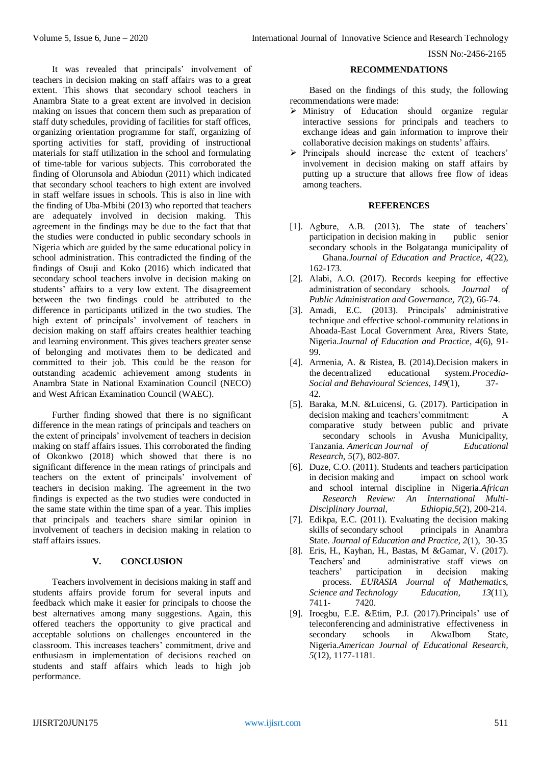It was revealed that principals' involvement of teachers in decision making on staff affairs was to a great extent. This shows that secondary school teachers in Anambra State to a great extent are involved in decision making on issues that concern them such as preparation of staff duty schedules, providing of facilities for staff offices, organizing orientation programme for staff, organizing of sporting activities for staff, providing of instructional materials for staff utilization in the school and formulating of time-table for various subjects. This corroborated the finding of Olorunsola and Abiodun (2011) which indicated that secondary school teachers to high extent are involved in staff welfare issues in schools. This is also in line with the finding of Uba-Mbibi (2013) who reported that teachers are adequately involved in decision making. This agreement in the findings may be due to the fact that that the studies were conducted in public secondary schools in Nigeria which are guided by the same educational policy in school administration. This contradicted the finding of the findings of Osuji and Koko (2016) which indicated that secondary school teachers involve in decision making on students' affairs to a very low extent. The disagreement between the two findings could be attributed to the difference in participants utilized in the two studies. The high extent of principals' involvement of teachers in decision making on staff affairs creates healthier teaching and learning environment. This gives teachers greater sense of belonging and motivates them to be dedicated and committed to their job. This could be the reason for outstanding academic achievement among students in Anambra State in National Examination Council (NECO) and West African Examination Council (WAEC).

Further finding showed that there is no significant difference in the mean ratings of principals and teachers on the extent of principals' involvement of teachers in decision making on staff affairs issues. This corroborated the finding of Okonkwo (2018) which showed that there is no significant difference in the mean ratings of principals and teachers on the extent of principals' involvement of teachers in decision making. The agreement in the two findings is expected as the two studies were conducted in the same state within the time span of a year. This implies that principals and teachers share similar opinion in involvement of teachers in decision making in relation to staff affairs issues.

## V. CONCLUSION

Teachers involvement in decisions making in staff and students affairs provide forum for several inputs and feedback which make it easier for principals to choose the best alternatives among many suggestions. Again, this offered teachers the opportunity to give practical and acceptable solutions on challenges encountered in the classroom. This increases teachers' commitment, drive and enthusiasm in implementation of decisions reached on students and staff affairs which leads to high job performance.

## RECOMMENDATIONS

Based on the findings of this study, the following recommendations were made:

- Ministry of Education should organize regular interactive sessions for principals and teachers to exchange ideas and gain information to improve their collaborative decision makings on students' affairs.
- Principals should increase the extent of teachers' involvement in decision making on staff affairs by putting up a structure that allows free flow of ideas among teachers.

## REFERENCES

[1]. Agbure, A.B. (2013). The state of teachers' participation in decision making in public senior secondary schools in the Bolgatanga municipality of Ghana.*Journal of Education and Practice, 4*(22), 162-173.

[2]. Alabi, A.O. (2017). Records keeping for effective administration of secondary schools. *Journal of Public Administration and Governance, 7*(2), 66-74.

[3]. Amadi, E.C. (2013). Principals' administrative technique and effective school-community relations in Ahoada-East Local Government Area, Rivers State, Nigeria.*Journal of Education and Practice, 4*(6), 91-99.

[4]. Armenia, A. & Ristea, B. (2014).Decision makers in the decentralized educational system.*Procedia-Social and Behavioural Sciences, 149*(1), 37-42.

[5]. Baraka, M.N. &Luicensi, G. (2017). Participation in decision making and teachers'commitment: A comparative study between public and private secondary schools in Avusha Municipality, Tanzania. *American Journal of Educational Research, 5*(7), 802-807.

[6]. Duze, C.O. (2011). Students and teachers participation in decision making and impact on school work and school internal discipline in Nigeria.*African Research Review: An International Multi-Disciplinary Journal, Ethiopia,5*(2), 200-214.

[7]. Edikpa, E.C. (2011). Evaluating the decision making skills of secondary school principals in Anambra State. *Journal of Education and Practice, 2*(1), 30-35

[8]. Eris, H., Kayhan, H., Bastas, M &Gamar, V. (2017). Teachers' and administrative staff views on teachers' participation in decision making process. *EURASIA Journal of Mathematics, Science and Technology Education, 13*(11), 7411- 7420.

[9]. Iroegbu, E.E. &Etim, P.J. (2017).Principals' use of teleconferencing and administrative effectiveness in secondary schools in AkwaIbom State, Nigeria.*American Journal of Educational Research, 5*(12), 1177-1181.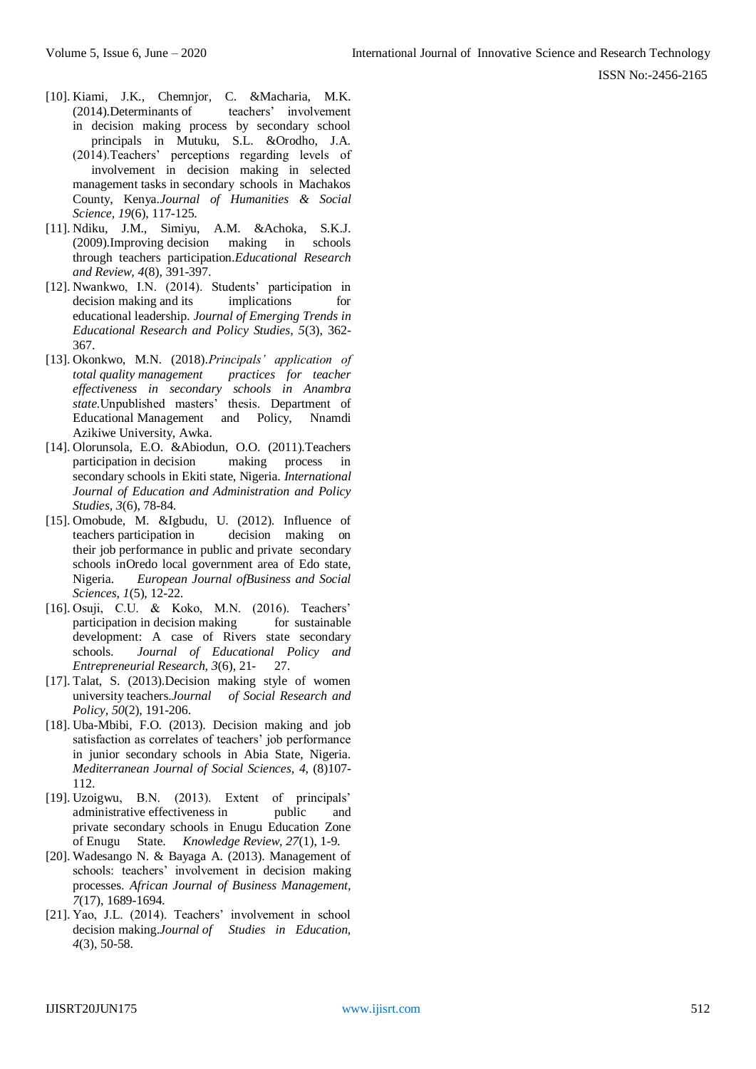[10]. Kiami, J.K., Chemnjor, C. &Macharia, M.K. (2014).Determinants of teachers' involvement in decision making process by secondary school principals in Mutuku, S.L. &Orodho, J.A. (2014).Teachers' perceptions regarding levels of involvement in decision making in selected management tasks in secondary schools in Machakos County, Kenya.*Journal of Humanities & Social Science, 19*(6), 117-125.

[11]. Ndiku, J.M., Simiyu, A.M. &Achoka, S.K.J. (2009).Improving decision making in schools through teachers participation.*Educational Research and Review, 4*(8), 391-397.

[12]. Nwankwo, I.N. (2014). Students' participation in decision making and its implications for educational leadership. *Journal of Emerging Trends in Educational Research and Policy Studies, 5*(3), 362-367.

[13]. Okonkwo, M.N. (2018).*Principals' application of total quality management practices for teacher effectiveness in secondary schools in Anambra state.*Unpublished masters' thesis. Department of Educational Management and Policy, Nnamdi Azikiwe University, Awka.

[14]. Olorunsola, E.O. &Abiodun, O.O. (2011).Teachers participation in decision making process in secondary schools in Ekiti state, Nigeria. *International Journal of Education and Administration and Policy Studies, 3*(6), 78-84.

[15]. Omobude, M. &Igbudu, U. (2012). Influence of teachers participation in decision making on their job performance in public and private secondary schools inOredo local government area of Edo state, Nigeria. *European Journal ofBusiness and Social Sciences, 1*(5), 12-22.

[16]. Osuji, C.U. & Koko, M.N. (2016). Teachers' participation in decision making for sustainable development: A case of Rivers state secondary schools. *Journal of Educational Policy and Entrepreneurial Research, 3*(6), 21- 27.

[17]. Talat, S. (2013).Decision making style of women university teachers.*Journal of Social Research and Policy, 50*(2), 191-206.

[18]. Uba-Mbibi, F.O. (2013). Decision making and job satisfaction as correlates of teachers' job performance in junior secondary schools in Abia State, Nigeria. *Mediterranean Journal of Social Sciences, 4,* (8)107-112.

[19]. Uzoigwu, B.N. (2013). Extent of principals' administrative effectiveness in public and private secondary schools in Enugu Education Zone of Enugu State. *Knowledge Review, 27*(1), 1-9.

[20]. Wadesango N. & Bayaga A. (2013). Management of schools: teachers' involvement in decision making processes. *African Journal of Business Management, 7*(17), 1689-1694.

[21]. Yao, J.L. (2014). Teachers' involvement in school decision making.*Journal of Studies in Education, 4*(3), 50-58.